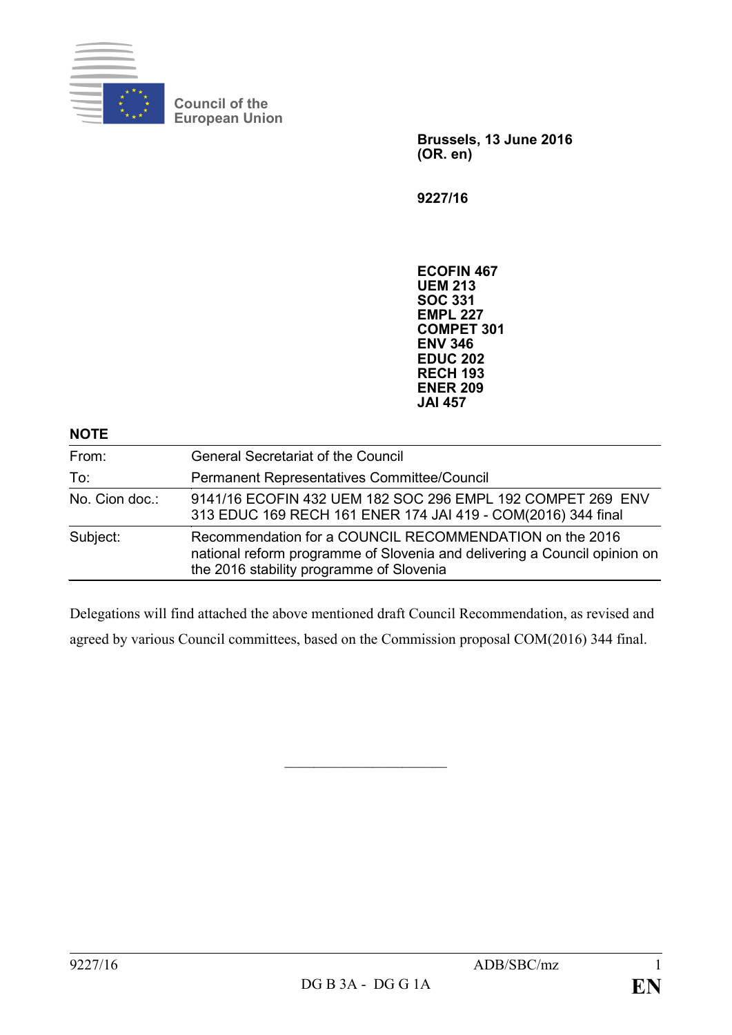Council of the European Union

**Brussels, 13 June 2016**
**(OR. en)**

**9227/16**

**ECOFIN 467**
**UEM 213**
**SOC 331**
**EMPL 227**
**COMPET 301**
**ENV 346**
**EDUC 202**
**RECH 193**
**ENER 209**
**JAI 457**

**NOTE**

| | |
|---|---|
| From: | General Secretariat of the Council |
| To: | Permanent Representatives Committee/Council |
| No. Cion doc.: | 9141/16 ECOFIN 432 UEM 182 SOC 296 EMPL 192 COMPET 269 ENV 313 EDUC 169 RECH 161 ENER 174 JAI 419 - COM(2016) 344 final |
| Subject: | Recommendation for a COUNCIL RECOMMENDATION on the 2016 national reform programme of Slovenia and delivering a Council opinion on the 2016 stability programme of Slovenia |

Delegations will find attached the above mentioned draft Council Recommendation, as revised and agreed by various Council committees, based on the Commission proposal COM(2016) 344 final.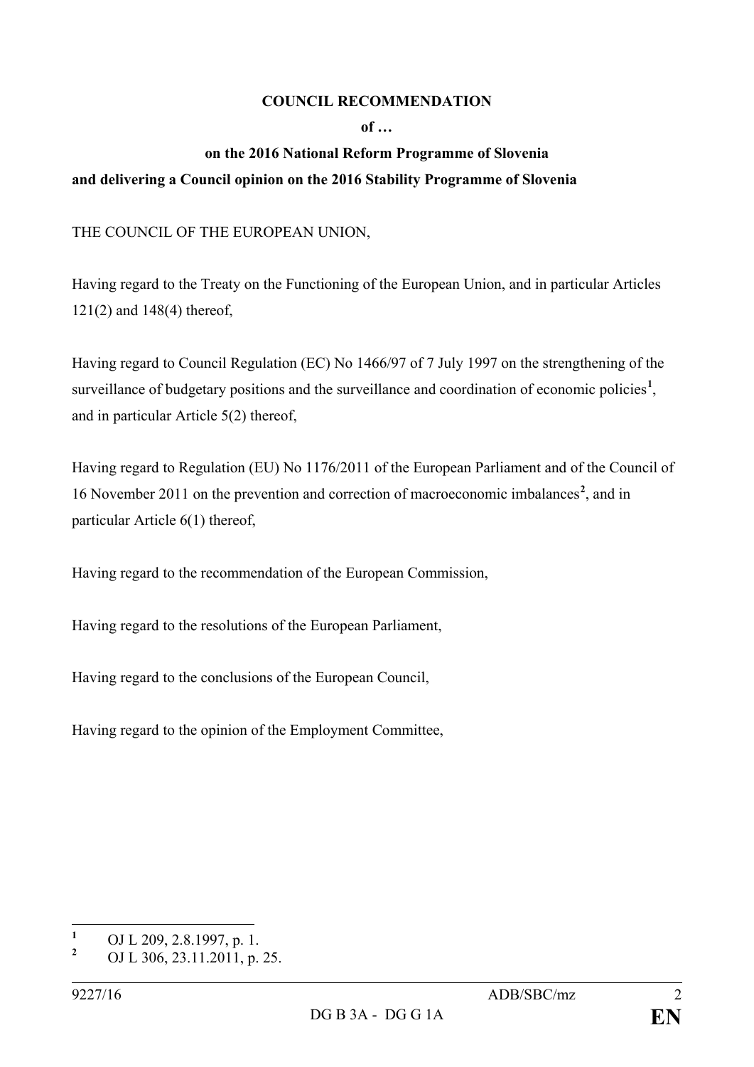**COUNCIL RECOMMENDATION**

**of …**

**on the 2016 National Reform Programme of Slovenia**

**and delivering a Council opinion on the 2016 Stability Programme of Slovenia**

THE COUNCIL OF THE EUROPEAN UNION,

Having regard to the Treaty on the Functioning of the European Union, and in particular Articles 121(2) and 148(4) thereof,

Having regard to Council Regulation (EC) No 1466/97 of 7 July 1997 on the strengthening of the surveillance of budgetary positions and the surveillance and coordination of economic policies[1], and in particular Article 5(2) thereof,

Having regard to Regulation (EU) No 1176/2011 of the European Parliament and of the Council of 16 November 2011 on the prevention and correction of macroeconomic imbalances[2], and in particular Article 6(1) thereof,

Having regard to the recommendation of the European Commission,

Having regard to the resolutions of the European Parliament,

Having regard to the conclusions of the European Council,

Having regard to the opinion of the Employment Committee,

---

[1] OJ L 209, 2.8.1997, p. 1.

[2] OJ L 306, 23.11.2011, p. 25.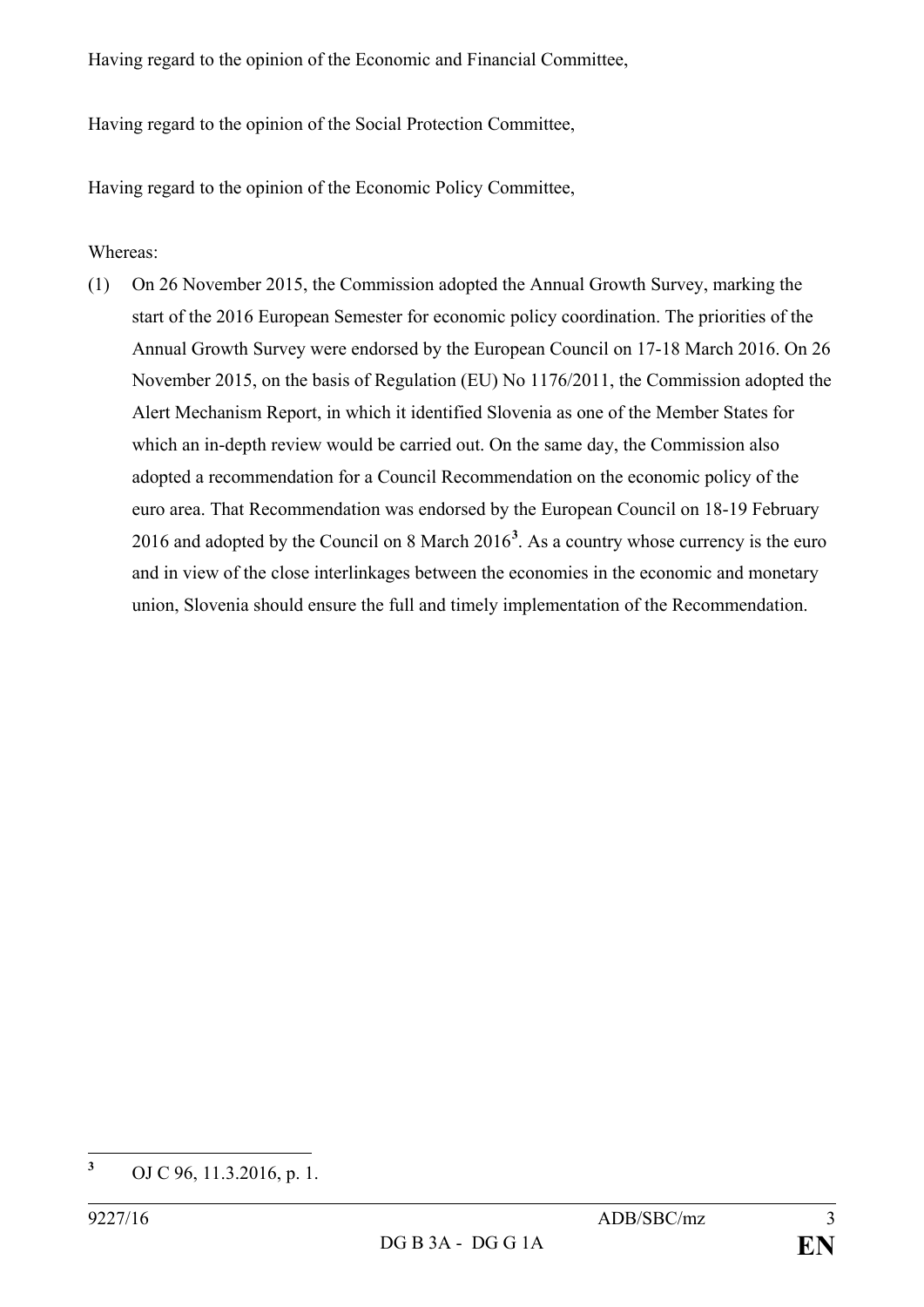Having regard to the opinion of the Economic and Financial Committee,

Having regard to the opinion of the Social Protection Committee,

Having regard to the opinion of the Economic Policy Committee,

Whereas:

(1) On 26 November 2015, the Commission adopted the Annual Growth Survey, marking the start of the 2016 European Semester for economic policy coordination. The priorities of the Annual Growth Survey were endorsed by the European Council on 17-18 March 2016. On 26 November 2015, on the basis of Regulation (EU) No 1176/2011, the Commission adopted the Alert Mechanism Report, in which it identified Slovenia as one of the Member States for which an in-depth review would be carried out. On the same day, the Commission also adopted a recommendation for a Council Recommendation on the economic policy of the euro area. That Recommendation was endorsed by the European Council on 18-19 February 2016 and adopted by the Council on 8 March 2016[3]. As a country whose currency is the euro and in view of the close interlinkages between the economies in the economic and monetary union, Slovenia should ensure the full and timely implementation of the Recommendation.

[3] OJ C 96, 11.3.2016, p. 1.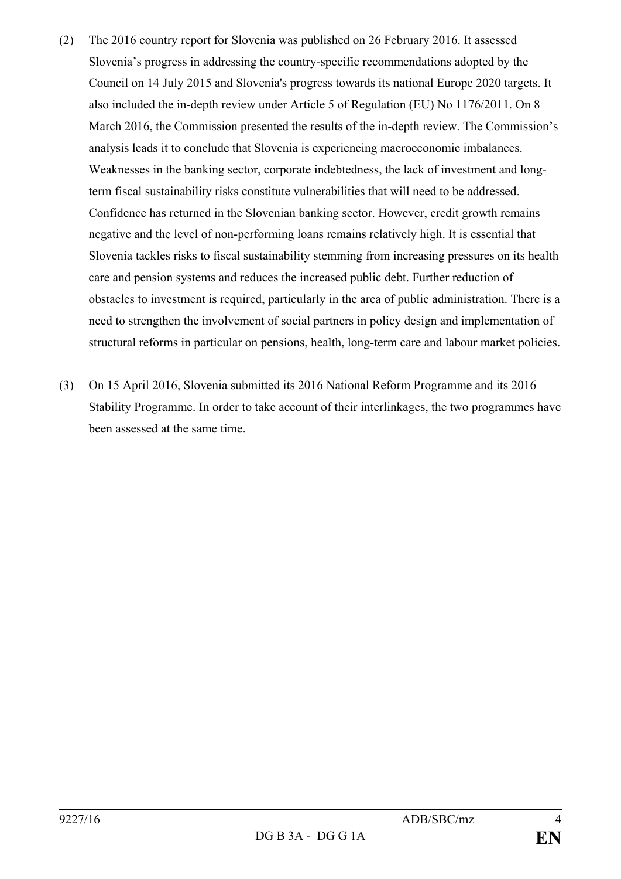(2) The 2016 country report for Slovenia was published on 26 February 2016. It assessed Slovenia's progress in addressing the country-specific recommendations adopted by the Council on 14 July 2015 and Slovenia's progress towards its national Europe 2020 targets. It also included the in-depth review under Article 5 of Regulation (EU) No 1176/2011. On 8 March 2016, the Commission presented the results of the in-depth review. The Commission's analysis leads it to conclude that Slovenia is experiencing macroeconomic imbalances. Weaknesses in the banking sector, corporate indebtedness, the lack of investment and long-term fiscal sustainability risks constitute vulnerabilities that will need to be addressed. Confidence has returned in the Slovenian banking sector. However, credit growth remains negative and the level of non-performing loans remains relatively high. It is essential that Slovenia tackles risks to fiscal sustainability stemming from increasing pressures on its health care and pension systems and reduces the increased public debt. Further reduction of obstacles to investment is required, particularly in the area of public administration. There is a need to strengthen the involvement of social partners in policy design and implementation of structural reforms in particular on pensions, health, long-term care and labour market policies.

(3) On 15 April 2016, Slovenia submitted its 2016 National Reform Programme and its 2016 Stability Programme. In order to take account of their interlinkages, the two programmes have been assessed at the same time.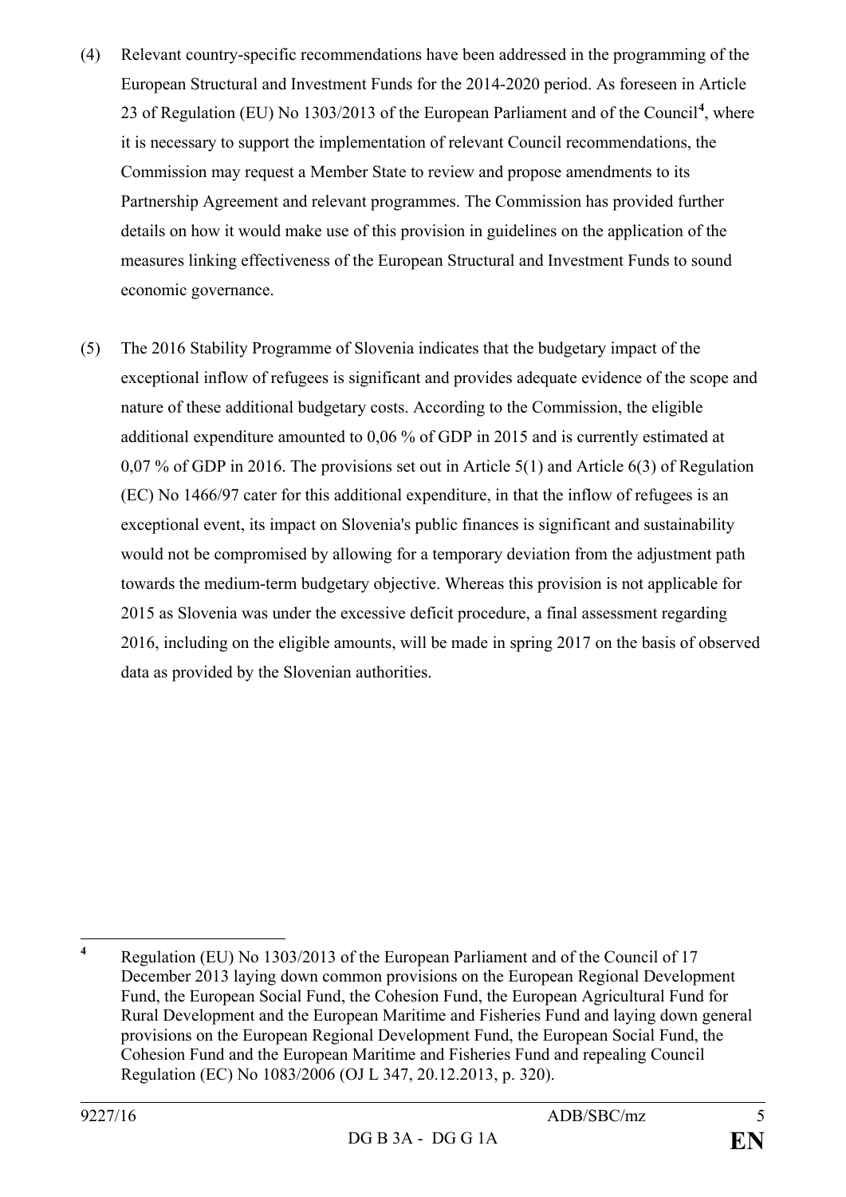(4) Relevant country-specific recommendations have been addressed in the programming of the European Structural and Investment Funds for the 2014-2020 period. As foreseen in Article 23 of Regulation (EU) No 1303/2013 of the European Parliament and of the Council[4], where it is necessary to support the implementation of relevant Council recommendations, the Commission may request a Member State to review and propose amendments to its Partnership Agreement and relevant programmes. The Commission has provided further details on how it would make use of this provision in guidelines on the application of the measures linking effectiveness of the European Structural and Investment Funds to sound economic governance.

(5) The 2016 Stability Programme of Slovenia indicates that the budgetary impact of the exceptional inflow of refugees is significant and provides adequate evidence of the scope and nature of these additional budgetary costs. According to the Commission, the eligible additional expenditure amounted to 0,06 % of GDP in 2015 and is currently estimated at 0,07 % of GDP in 2016. The provisions set out in Article 5(1) and Article 6(3) of Regulation (EC) No 1466/97 cater for this additional expenditure, in that the inflow of refugees is an exceptional event, its impact on Slovenia's public finances is significant and sustainability would not be compromised by allowing for a temporary deviation from the adjustment path towards the medium-term budgetary objective. Whereas this provision is not applicable for 2015 as Slovenia was under the excessive deficit procedure, a final assessment regarding 2016, including on the eligible amounts, will be made in spring 2017 on the basis of observed data as provided by the Slovenian authorities.

---

[4] Regulation (EU) No 1303/2013 of the European Parliament and of the Council of 17 December 2013 laying down common provisions on the European Regional Development Fund, the European Social Fund, the Cohesion Fund, the European Agricultural Fund for Rural Development and the European Maritime and Fisheries Fund and laying down general provisions on the European Regional Development Fund, the European Social Fund, the Cohesion Fund and the European Maritime and Fisheries Fund and repealing Council Regulation (EC) No 1083/2006 (OJ L 347, 20.12.2013, p. 320).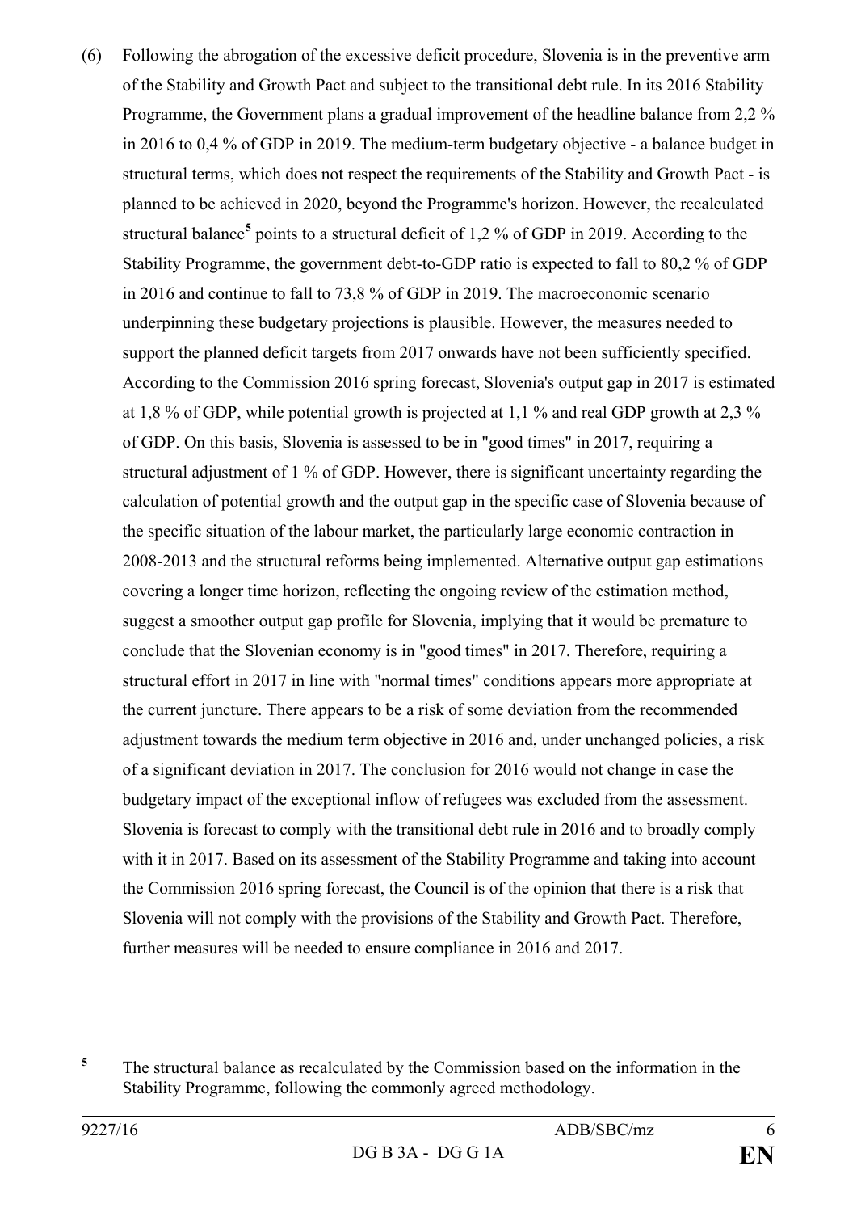(6) Following the abrogation of the excessive deficit procedure, Slovenia is in the preventive arm of the Stability and Growth Pact and subject to the transitional debt rule. In its 2016 Stability Programme, the Government plans a gradual improvement of the headline balance from 2,2 % in 2016 to 0,4 % of GDP in 2019. The medium-term budgetary objective - a balance budget in structural terms, which does not respect the requirements of the Stability and Growth Pact - is planned to be achieved in 2020, beyond the Programme's horizon. However, the recalculated structural balance[5] points to a structural deficit of 1,2 % of GDP in 2019. According to the Stability Programme, the government debt-to-GDP ratio is expected to fall to 80,2 % of GDP in 2016 and continue to fall to 73,8 % of GDP in 2019. The macroeconomic scenario underpinning these budgetary projections is plausible. However, the measures needed to support the planned deficit targets from 2017 onwards have not been sufficiently specified. According to the Commission 2016 spring forecast, Slovenia's output gap in 2017 is estimated at 1,8 % of GDP, while potential growth is projected at 1,1 % and real GDP growth at 2,3 % of GDP. On this basis, Slovenia is assessed to be in "good times" in 2017, requiring a structural adjustment of 1 % of GDP. However, there is significant uncertainty regarding the calculation of potential growth and the output gap in the specific case of Slovenia because of the specific situation of the labour market, the particularly large economic contraction in 2008-2013 and the structural reforms being implemented. Alternative output gap estimations covering a longer time horizon, reflecting the ongoing review of the estimation method, suggest a smoother output gap profile for Slovenia, implying that it would be premature to conclude that the Slovenian economy is in "good times" in 2017. Therefore, requiring a structural effort in 2017 in line with "normal times" conditions appears more appropriate at the current juncture. There appears to be a risk of some deviation from the recommended adjustment towards the medium term objective in 2016 and, under unchanged policies, a risk of a significant deviation in 2017. The conclusion for 2016 would not change in case the budgetary impact of the exceptional inflow of refugees was excluded from the assessment. Slovenia is forecast to comply with the transitional debt rule in 2016 and to broadly comply with it in 2017. Based on its assessment of the Stability Programme and taking into account the Commission 2016 spring forecast, the Council is of the opinion that there is a risk that Slovenia will not comply with the provisions of the Stability and Growth Pact. Therefore, further measures will be needed to ensure compliance in 2016 and 2017.

[5] The structural balance as recalculated by the Commission based on the information in the Stability Programme, following the commonly agreed methodology.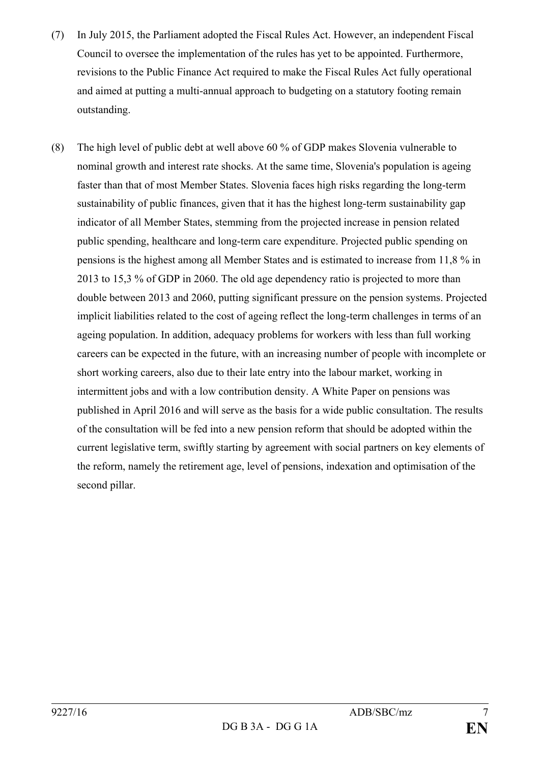(7) In July 2015, the Parliament adopted the Fiscal Rules Act. However, an independent Fiscal Council to oversee the implementation of the rules has yet to be appointed. Furthermore, revisions to the Public Finance Act required to make the Fiscal Rules Act fully operational and aimed at putting a multi-annual approach to budgeting on a statutory footing remain outstanding.

(8) The high level of public debt at well above 60 % of GDP makes Slovenia vulnerable to nominal growth and interest rate shocks. At the same time, Slovenia's population is ageing faster than that of most Member States. Slovenia faces high risks regarding the long-term sustainability of public finances, given that it has the highest long-term sustainability gap indicator of all Member States, stemming from the projected increase in pension related public spending, healthcare and long-term care expenditure. Projected public spending on pensions is the highest among all Member States and is estimated to increase from 11,8 % in 2013 to 15,3 % of GDP in 2060. The old age dependency ratio is projected to more than double between 2013 and 2060, putting significant pressure on the pension systems. Projected implicit liabilities related to the cost of ageing reflect the long-term challenges in terms of an ageing population. In addition, adequacy problems for workers with less than full working careers can be expected in the future, with an increasing number of people with incomplete or short working careers, also due to their late entry into the labour market, working in intermittent jobs and with a low contribution density. A White Paper on pensions was published in April 2016 and will serve as the basis for a wide public consultation. The results of the consultation will be fed into a new pension reform that should be adopted within the current legislative term, swiftly starting by agreement with social partners on key elements of the reform, namely the retirement age, level of pensions, indexation and optimisation of the second pillar.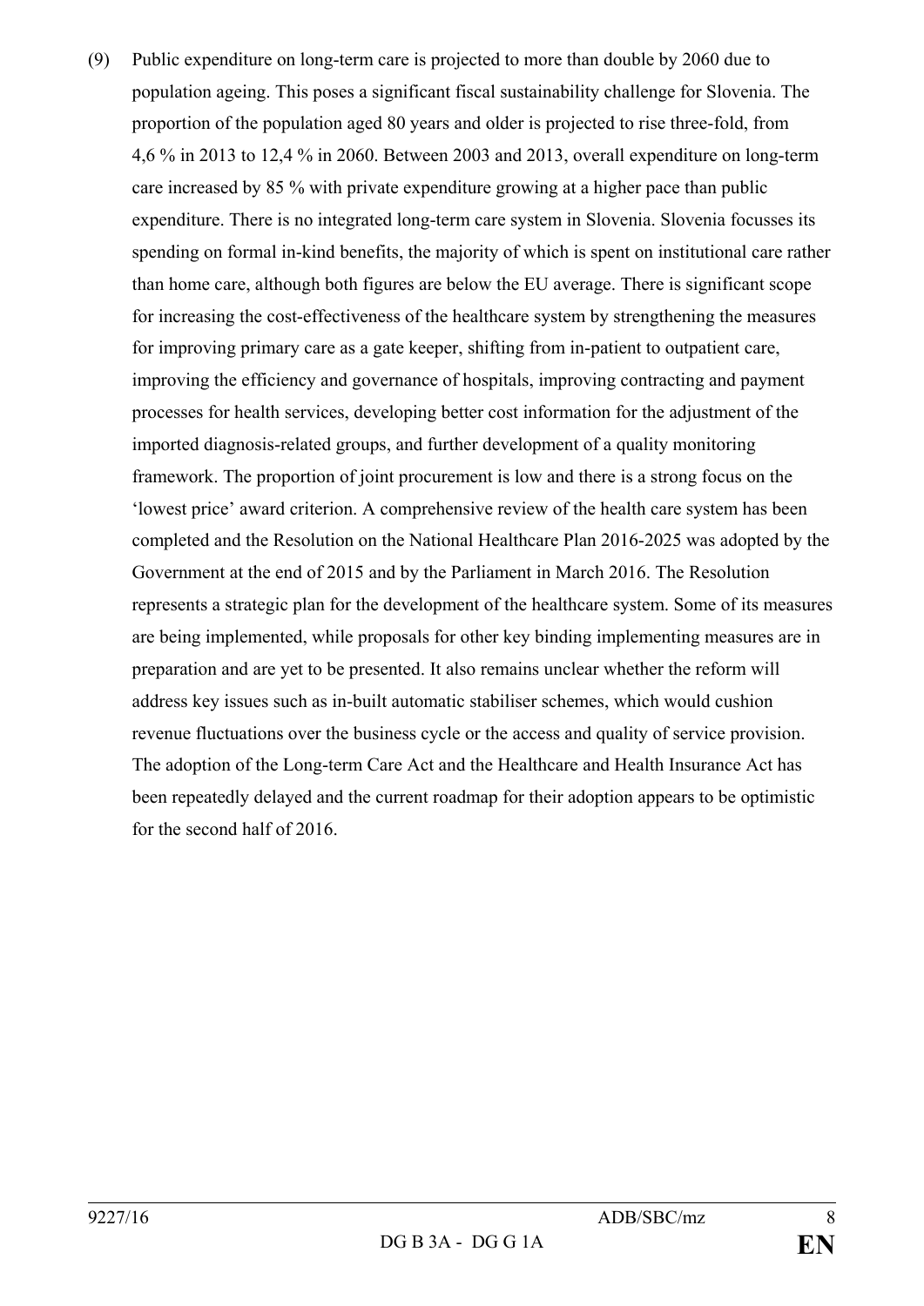(9) Public expenditure on long-term care is projected to more than double by 2060 due to population ageing. This poses a significant fiscal sustainability challenge for Slovenia. The proportion of the population aged 80 years and older is projected to rise three-fold, from 4,6 % in 2013 to 12,4 % in 2060. Between 2003 and 2013, overall expenditure on long-term care increased by 85 % with private expenditure growing at a higher pace than public expenditure. There is no integrated long-term care system in Slovenia. Slovenia focusses its spending on formal in-kind benefits, the majority of which is spent on institutional care rather than home care, although both figures are below the EU average. There is significant scope for increasing the cost-effectiveness of the healthcare system by strengthening the measures for improving primary care as a gate keeper, shifting from in-patient to outpatient care, improving the efficiency and governance of hospitals, improving contracting and payment processes for health services, developing better cost information for the adjustment of the imported diagnosis-related groups, and further development of a quality monitoring framework. The proportion of joint procurement is low and there is a strong focus on the 'lowest price' award criterion. A comprehensive review of the health care system has been completed and the Resolution on the National Healthcare Plan 2016-2025 was adopted by the Government at the end of 2015 and by the Parliament in March 2016. The Resolution represents a strategic plan for the development of the healthcare system. Some of its measures are being implemented, while proposals for other key binding implementing measures are in preparation and are yet to be presented. It also remains unclear whether the reform will address key issues such as in-built automatic stabiliser schemes, which would cushion revenue fluctuations over the business cycle or the access and quality of service provision. The adoption of the Long-term Care Act and the Healthcare and Health Insurance Act has been repeatedly delayed and the current roadmap for their adoption appears to be optimistic for the second half of 2016.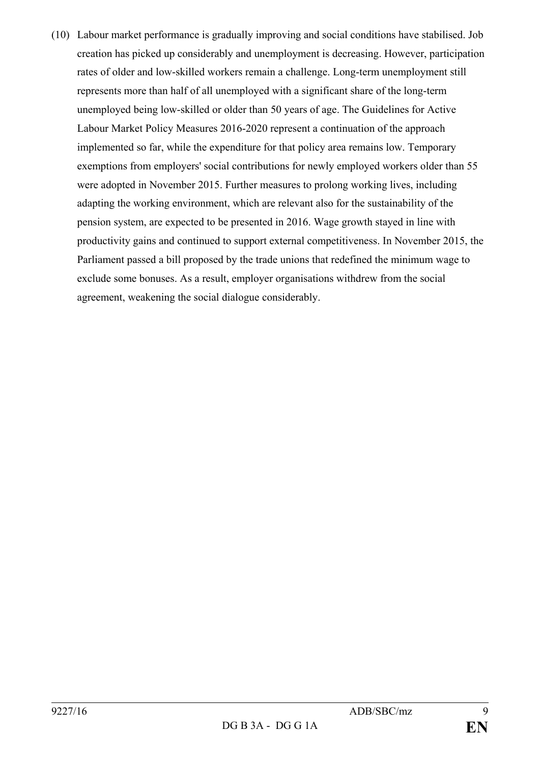(10) Labour market performance is gradually improving and social conditions have stabilised. Job creation has picked up considerably and unemployment is decreasing. However, participation rates of older and low-skilled workers remain a challenge. Long-term unemployment still represents more than half of all unemployed with a significant share of the long-term unemployed being low-skilled or older than 50 years of age. The Guidelines for Active Labour Market Policy Measures 2016-2020 represent a continuation of the approach implemented so far, while the expenditure for that policy area remains low. Temporary exemptions from employers' social contributions for newly employed workers older than 55 were adopted in November 2015. Further measures to prolong working lives, including adapting the working environment, which are relevant also for the sustainability of the pension system, are expected to be presented in 2016. Wage growth stayed in line with productivity gains and continued to support external competitiveness. In November 2015, the Parliament passed a bill proposed by the trade unions that redefined the minimum wage to exclude some bonuses. As a result, employer organisations withdrew from the social agreement, weakening the social dialogue considerably.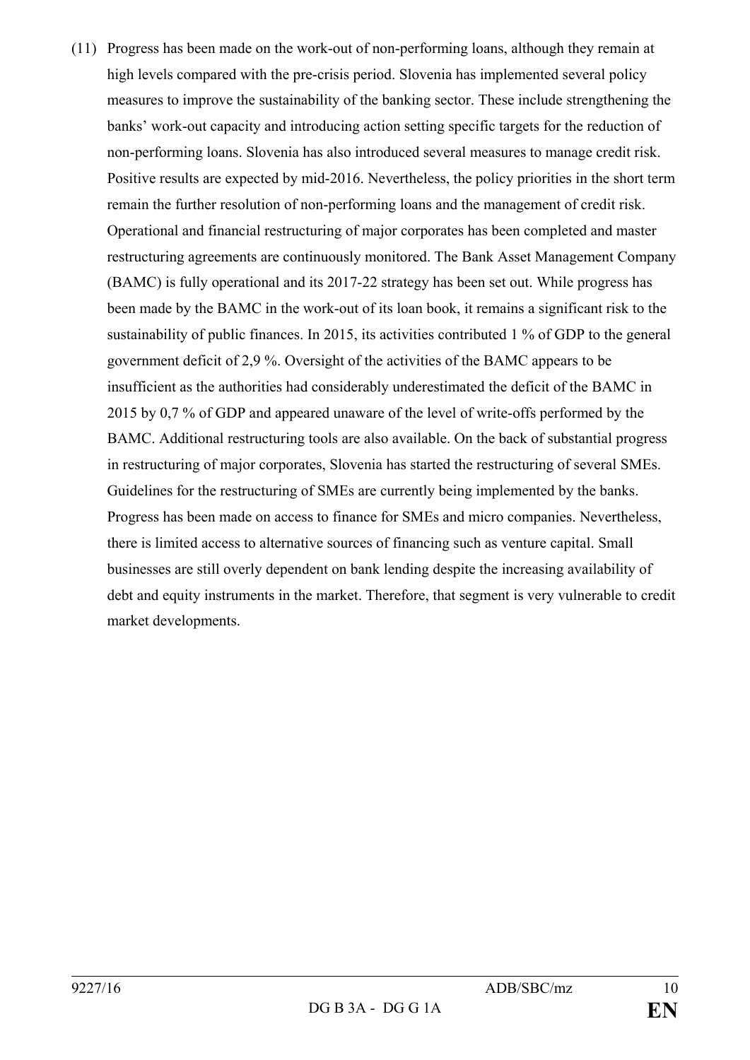(11) Progress has been made on the work-out of non-performing loans, although they remain at high levels compared with the pre-crisis period. Slovenia has implemented several policy measures to improve the sustainability of the banking sector. These include strengthening the banks' work-out capacity and introducing action setting specific targets for the reduction of non-performing loans. Slovenia has also introduced several measures to manage credit risk. Positive results are expected by mid-2016. Nevertheless, the policy priorities in the short term remain the further resolution of non-performing loans and the management of credit risk. Operational and financial restructuring of major corporates has been completed and master restructuring agreements are continuously monitored. The Bank Asset Management Company (BAMC) is fully operational and its 2017-22 strategy has been set out. While progress has been made by the BAMC in the work-out of its loan book, it remains a significant risk to the sustainability of public finances. In 2015, its activities contributed 1 % of GDP to the general government deficit of 2,9 %. Oversight of the activities of the BAMC appears to be insufficient as the authorities had considerably underestimated the deficit of the BAMC in 2015 by 0,7 % of GDP and appeared unaware of the level of write-offs performed by the BAMC. Additional restructuring tools are also available. On the back of substantial progress in restructuring of major corporates, Slovenia has started the restructuring of several SMEs. Guidelines for the restructuring of SMEs are currently being implemented by the banks. Progress has been made on access to finance for SMEs and micro companies. Nevertheless, there is limited access to alternative sources of financing such as venture capital. Small businesses are still overly dependent on bank lending despite the increasing availability of debt and equity instruments in the market. Therefore, that segment is very vulnerable to credit market developments.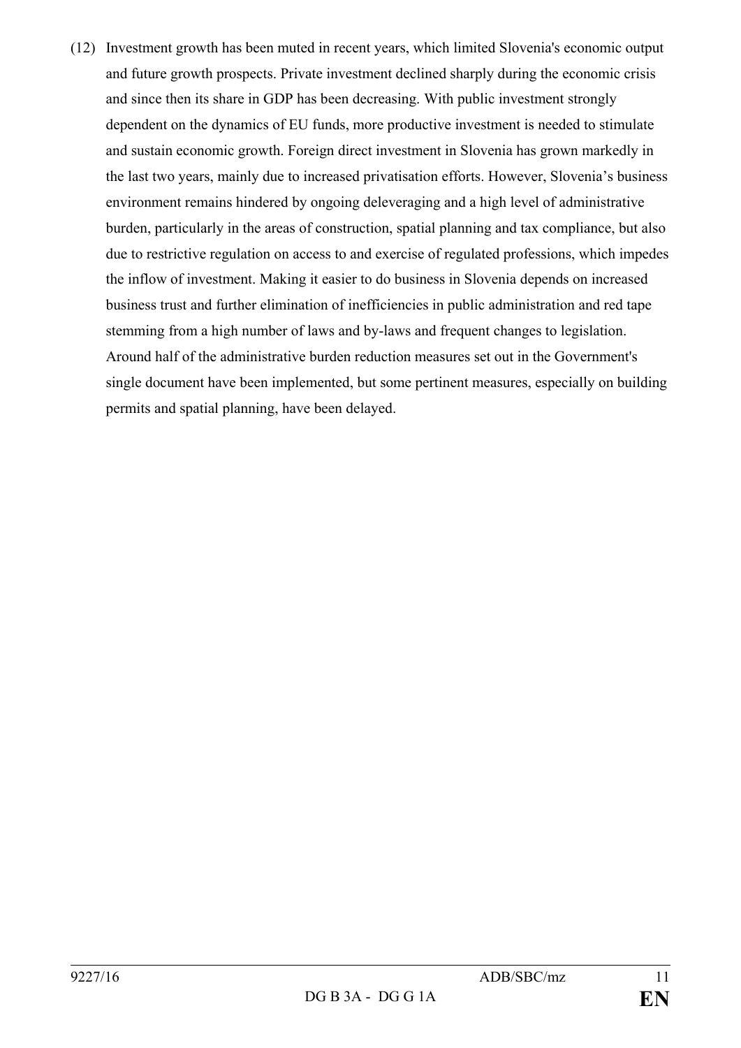(12) Investment growth has been muted in recent years, which limited Slovenia's economic output and future growth prospects. Private investment declined sharply during the economic crisis and since then its share in GDP has been decreasing. With public investment strongly dependent on the dynamics of EU funds, more productive investment is needed to stimulate and sustain economic growth. Foreign direct investment in Slovenia has grown markedly in the last two years, mainly due to increased privatisation efforts. However, Slovenia's business environment remains hindered by ongoing deleveraging and a high level of administrative burden, particularly in the areas of construction, spatial planning and tax compliance, but also due to restrictive regulation on access to and exercise of regulated professions, which impedes the inflow of investment. Making it easier to do business in Slovenia depends on increased business trust and further elimination of inefficiencies in public administration and red tape stemming from a high number of laws and by-laws and frequent changes to legislation. Around half of the administrative burden reduction measures set out in the Government's single document have been implemented, but some pertinent measures, especially on building permits and spatial planning, have been delayed.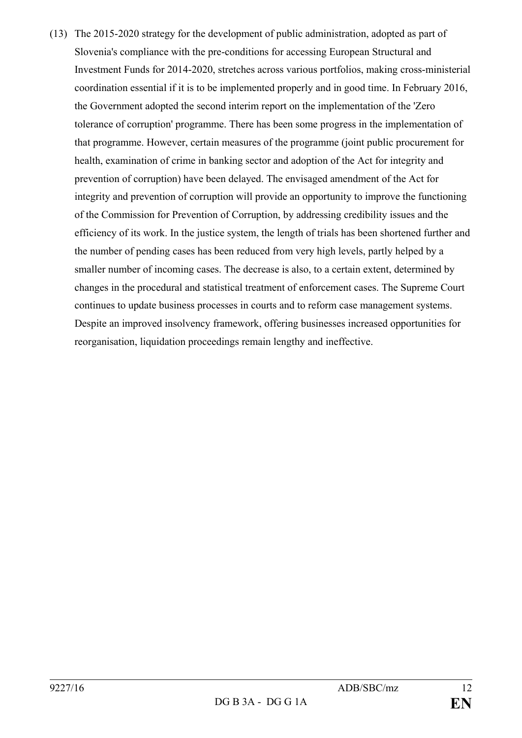(13) The 2015-2020 strategy for the development of public administration, adopted as part of Slovenia's compliance with the pre-conditions for accessing European Structural and Investment Funds for 2014-2020, stretches across various portfolios, making cross-ministerial coordination essential if it is to be implemented properly and in good time. In February 2016, the Government adopted the second interim report on the implementation of the 'Zero tolerance of corruption' programme. There has been some progress in the implementation of that programme. However, certain measures of the programme (joint public procurement for health, examination of crime in banking sector and adoption of the Act for integrity and prevention of corruption) have been delayed. The envisaged amendment of the Act for integrity and prevention of corruption will provide an opportunity to improve the functioning of the Commission for Prevention of Corruption, by addressing credibility issues and the efficiency of its work. In the justice system, the length of trials has been shortened further and the number of pending cases has been reduced from very high levels, partly helped by a smaller number of incoming cases. The decrease is also, to a certain extent, determined by changes in the procedural and statistical treatment of enforcement cases. The Supreme Court continues to update business processes in courts and to reform case management systems. Despite an improved insolvency framework, offering businesses increased opportunities for reorganisation, liquidation proceedings remain lengthy and ineffective.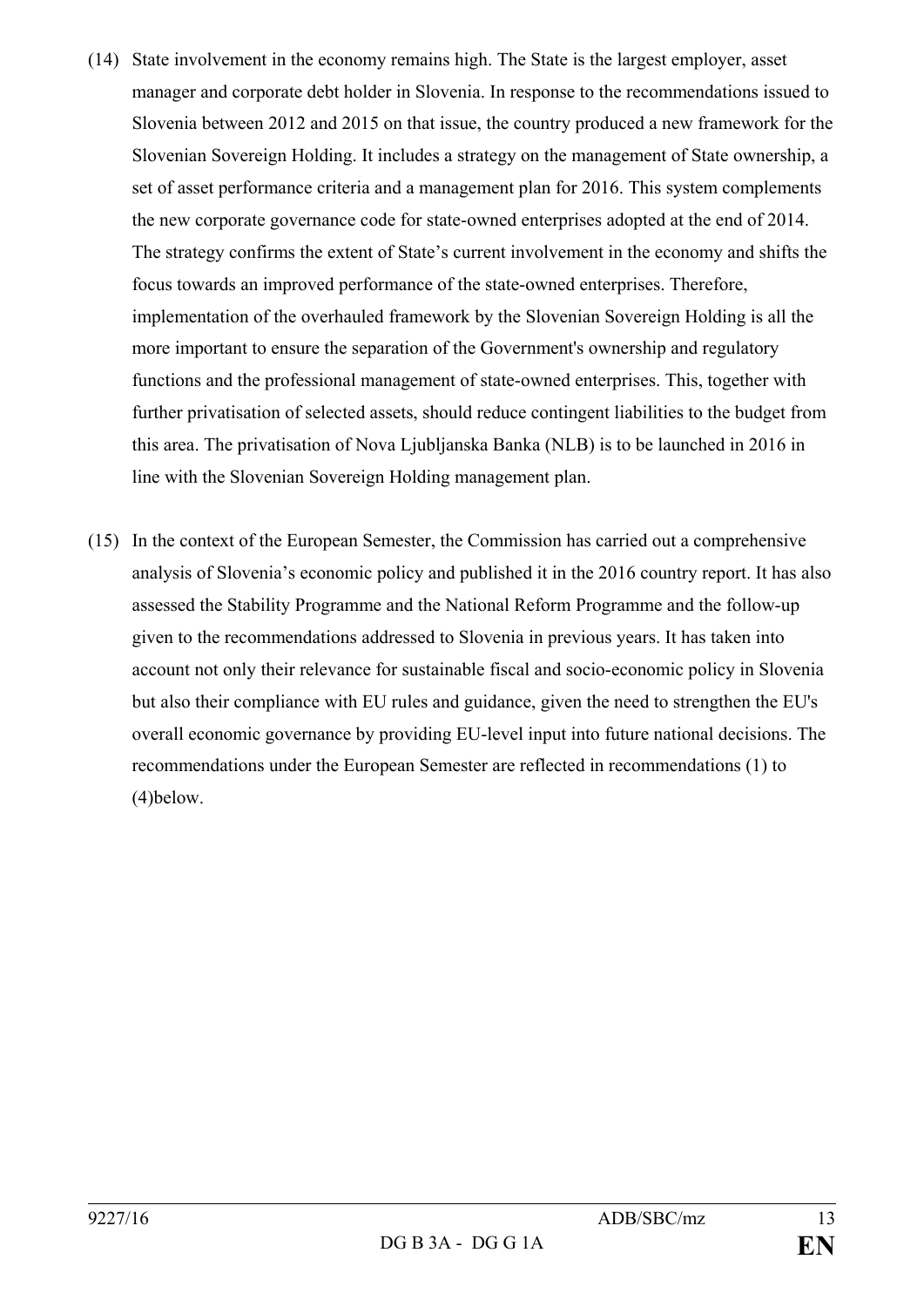(14) State involvement in the economy remains high. The State is the largest employer, asset manager and corporate debt holder in Slovenia. In response to the recommendations issued to Slovenia between 2012 and 2015 on that issue, the country produced a new framework for the Slovenian Sovereign Holding. It includes a strategy on the management of State ownership, a set of asset performance criteria and a management plan for 2016. This system complements the new corporate governance code for state-owned enterprises adopted at the end of 2014. The strategy confirms the extent of State's current involvement in the economy and shifts the focus towards an improved performance of the state-owned enterprises. Therefore, implementation of the overhauled framework by the Slovenian Sovereign Holding is all the more important to ensure the separation of the Government's ownership and regulatory functions and the professional management of state-owned enterprises. This, together with further privatisation of selected assets, should reduce contingent liabilities to the budget from this area. The privatisation of Nova Ljubljanska Banka (NLB) is to be launched in 2016 in line with the Slovenian Sovereign Holding management plan.

(15) In the context of the European Semester, the Commission has carried out a comprehensive analysis of Slovenia's economic policy and published it in the 2016 country report. It has also assessed the Stability Programme and the National Reform Programme and the follow-up given to the recommendations addressed to Slovenia in previous years. It has taken into account not only their relevance for sustainable fiscal and socio-economic policy in Slovenia but also their compliance with EU rules and guidance, given the need to strengthen the EU's overall economic governance by providing EU-level input into future national decisions. The recommendations under the European Semester are reflected in recommendations (1) to (4)below.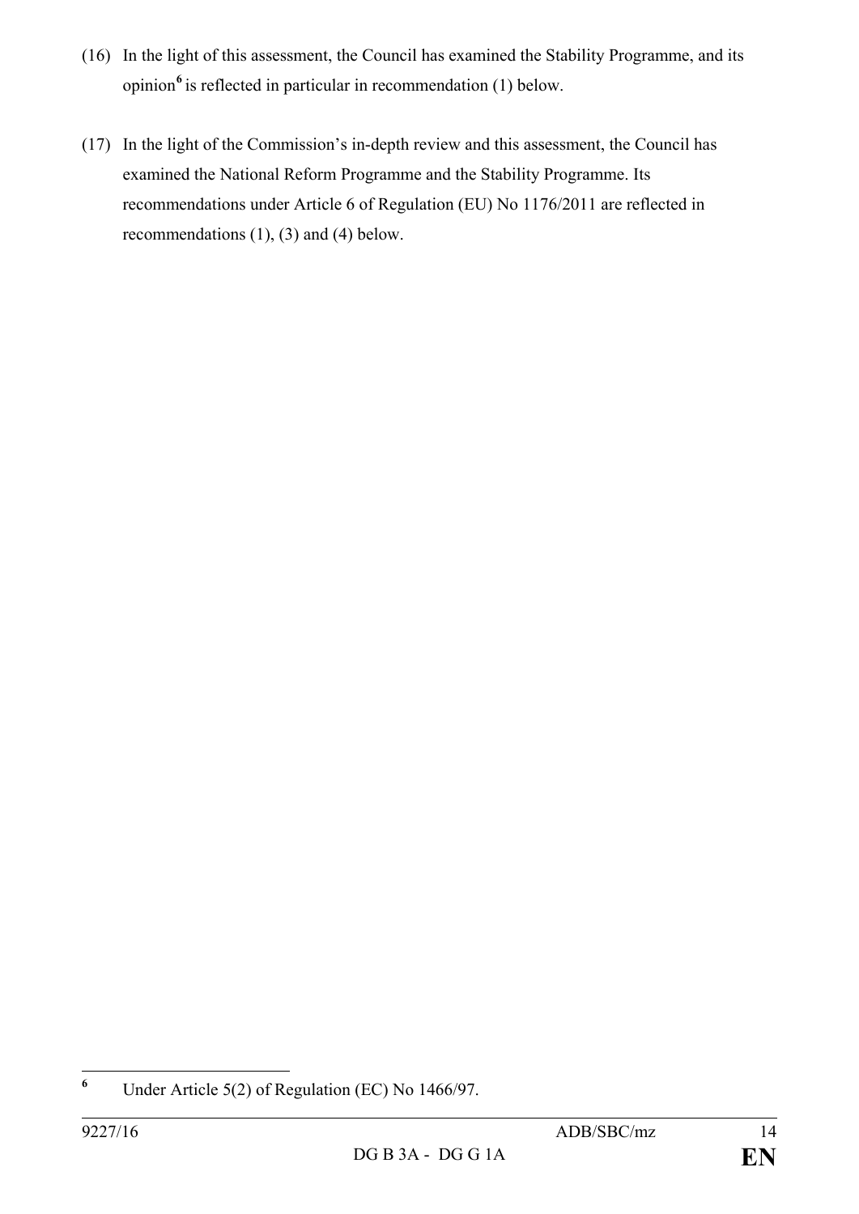(16) In the light of this assessment, the Council has examined the Stability Programme, and its opinion[6] is reflected in particular in recommendation (1) below.

(17) In the light of the Commission's in-depth review and this assessment, the Council has examined the National Reform Programme and the Stability Programme. Its recommendations under Article 6 of Regulation (EU) No 1176/2011 are reflected in recommendations (1), (3) and (4) below.

---

[6] Under Article 5(2) of Regulation (EC) No 1466/97.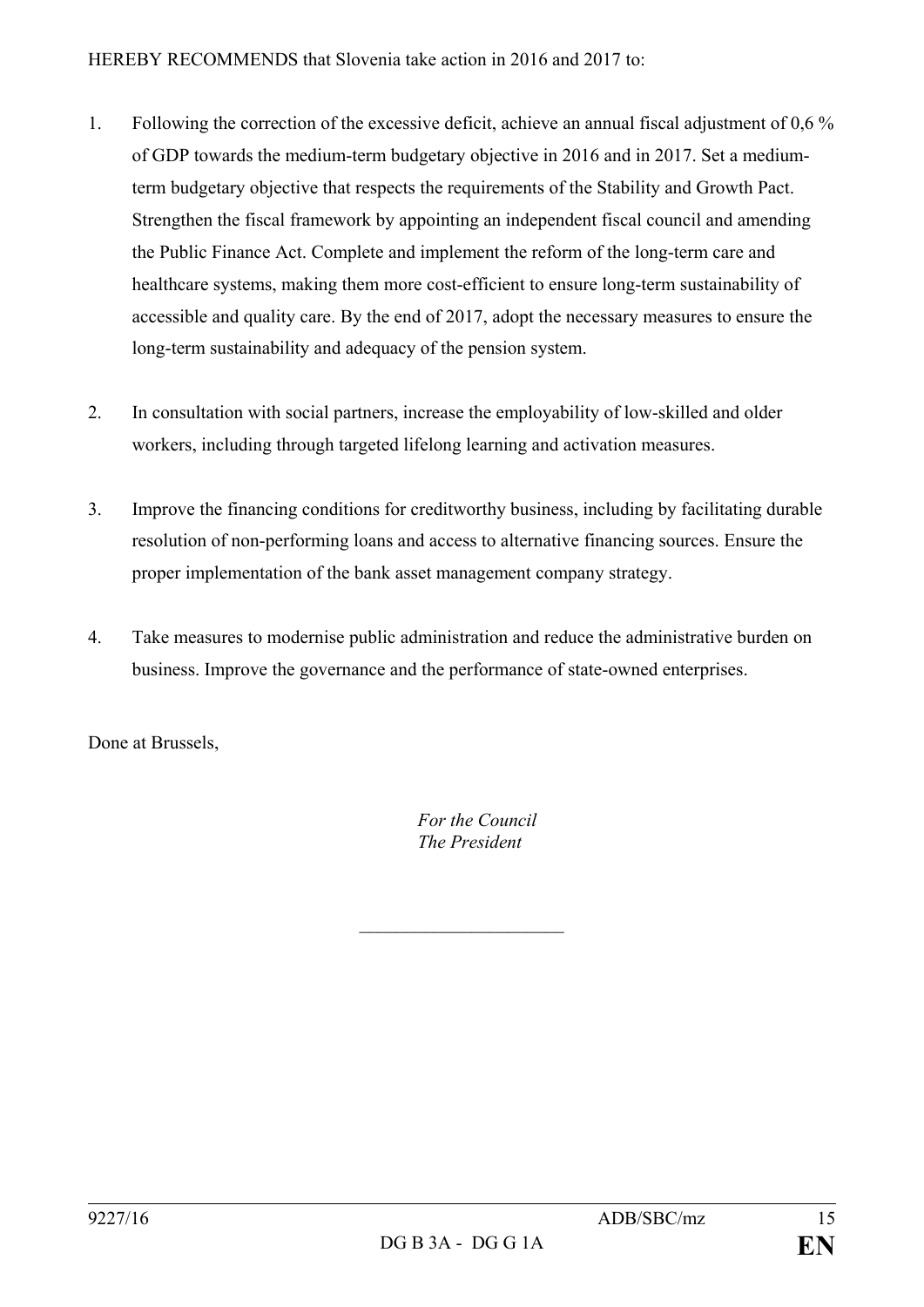HEREBY RECOMMENDS that Slovenia take action in 2016 and 2017 to:

1. Following the correction of the excessive deficit, achieve an annual fiscal adjustment of 0,6 % of GDP towards the medium-term budgetary objective in 2016 and in 2017. Set a medium-term budgetary objective that respects the requirements of the Stability and Growth Pact. Strengthen the fiscal framework by appointing an independent fiscal council and amending the Public Finance Act. Complete and implement the reform of the long-term care and healthcare systems, making them more cost-efficient to ensure long-term sustainability of accessible and quality care. By the end of 2017, adopt the necessary measures to ensure the long-term sustainability and adequacy of the pension system.

2. In consultation with social partners, increase the employability of low-skilled and older workers, including through targeted lifelong learning and activation measures.

3. Improve the financing conditions for creditworthy business, including by facilitating durable resolution of non-performing loans and access to alternative financing sources. Ensure the proper implementation of the bank asset management company strategy.

4. Take measures to modernise public administration and reduce the administrative burden on business. Improve the governance and the performance of state-owned enterprises.

Done at Brussels,

*For the Council*
*The President*